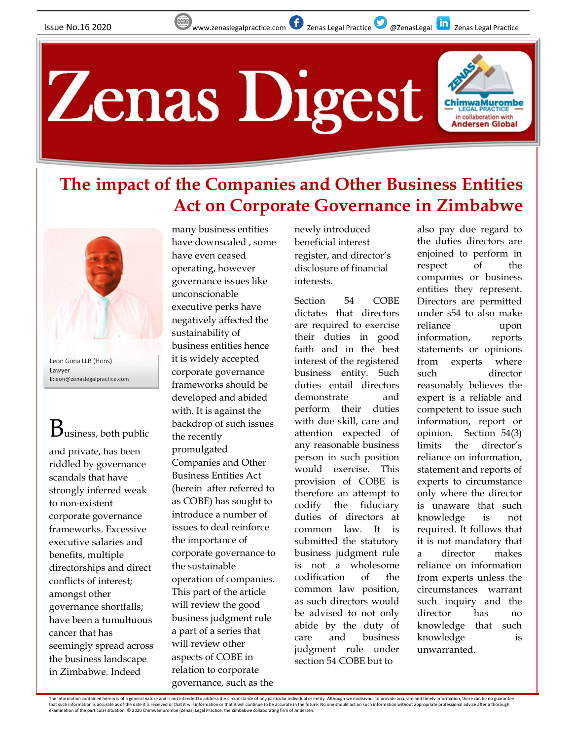# Zenas Digest

## The impact of the Companies and Other Business Entities Act on Corporate Governance in Zimbabwe

Leon Gona LLB (Hons)
Lawyer
E:leon@zenaslegalpractice.com

Business, both public and private, has been riddled by governance scandals that have strongly inferred weak to non-existent corporate governance frameworks. Excessive executive salaries and benefits, multiple directorships and direct conflicts of interest; amongst other governance shortfalls; have been a tumultuous cancer that has seemingly spread across the business landscape in Zimbabwe. Indeed many business entities have downscaled , some have even ceased operating, however governance issues like unconscionable executive perks have negatively affected the sustainability of business entities hence it is widely accepted corporate governance frameworks should be developed and abided with. It is against the backdrop of such issues the recently promulgated Companies and Other Business Entities Act (herein after referred to as COBE) has sought to introduce a number of issues to deal reinforce the importance of corporate governance to the sustainable operation of companies. This part of the article will review the good business judgment rule a part of a series that will review other aspects of COBE in relation to corporate governance, such as the newly introduced beneficial interest register, and director's disclosure of financial interests.

Section 54 COBE dictates that directors are required to exercise their duties in good faith and in the best interest of the registered business entity. Such duties entail directors demonstrate and perform their duties with due skill, care and attention expected of any reasonable business person in such position would exercise. This provision of COBE is therefore an attempt to codify the fiduciary duties of directors at common law. It is submitted the statutory business judgment rule is not a wholesome codification of the common law position, as such directors would be advised to not only abide by the duty of care and business judgment rule under section 54 COBE but to also pay due regard to the duties directors are enjoined to perform in respect of the companies or business entities they represent. Directors are permitted under s54 to also make reliance upon information, reports statements or opinions from experts where such director reasonably believes the expert is a reliable and competent to issue such information, report or opinion. Section 54(3) limits the director's reliance on information, statement and reports of experts to circumstance only where the director is unaware that such knowledge is not required. It follows that it is not mandatory that a director makes reliance on information from experts unless the circumstances warrant such inquiry and the director has no knowledge that such knowledge is unwarranted.

The information contained herein is of a general nature and is not intended to address the circumstance of any particular individual or entity. Although we endeavour to provide accurate and timely information, there can be no guarantee that such information is accurate as of the date it is received or that it will information or that it will continue to be accurate in the future. No one should act on such information without appropriate professional advice after a thorough examination of the particular situation. © 2020 Chimwamurombe (Zenas) Legal Practice, the Zimbabwe collaborating firm of Andersen.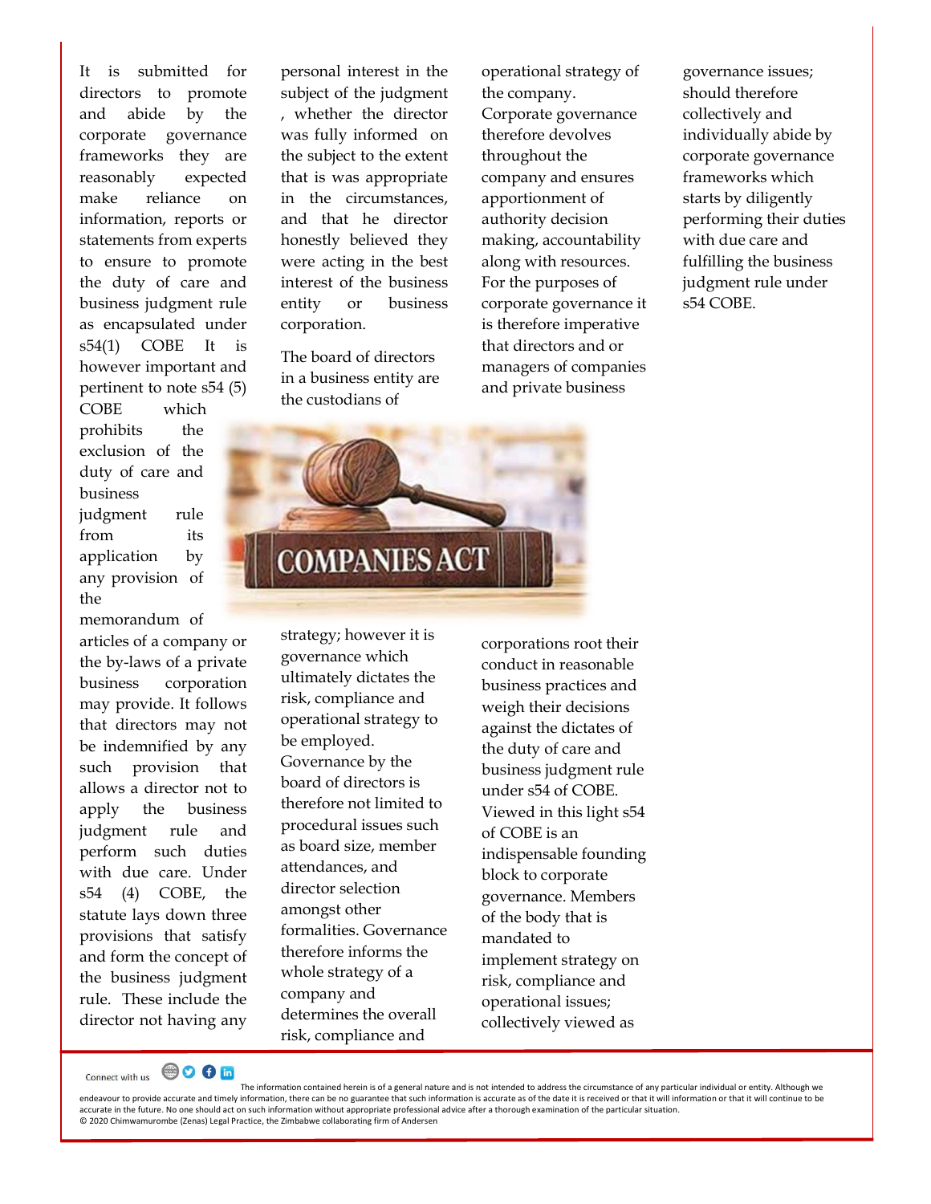It is submitted for directors to promote and abide by the corporate governance frameworks they are reasonably expected make reliance on information, reports or statements from experts to ensure to promote the duty of care and business judgment rule as encapsulated under s54(1) COBE It is however important and pertinent to note s54 (5) COBE which prohibits the exclusion of the duty of care and business judgment rule from its application by any provision of the memorandum of articles of a company or the by-laws of a private business corporation may provide. It follows that directors may not be indemnified by any such provision that allows a director not to apply the business judgment rule and perform such duties with due care. Under s54 (4) COBE, the statute lays down three provisions that satisfy and form the concept of the business judgment rule. These include the director not having any personal interest in the subject of the judgment , whether the director was fully informed on the subject to the extent that is was appropriate in the circumstances, and that he director honestly believed they were acting in the best interest of the business entity or business corporation.

The board of directors in a business entity are the custodians of strategy; however it is governance which ultimately dictates the risk, compliance and operational strategy to be employed. Governance by the board of directors is therefore not limited to procedural issues such as board size, member attendances, and director selection amongst other formalities. Governance therefore informs the whole strategy of a company and determines the overall risk, compliance and operational strategy of the company. Corporate governance therefore devolves throughout the company and ensures apportionment of authority decision making, accountability along with resources. For the purposes of corporate governance it is therefore imperative that directors and or managers of companies and private business corporations root their conduct in reasonable business practices and weigh their decisions against the dictates of the duty of care and business judgment rule under s54 of COBE. Viewed in this light s54 of COBE is an indispensable founding block to corporate governance. Members of the body that is mandated to implement strategy on risk, compliance and operational issues; collectively viewed as governance issues; should therefore collectively and individually abide by corporate governance frameworks which starts by diligently performing their duties with due care and fulfilling the business judgment rule under s54 COBE.

Connect with us

The information contained herein is of a general nature and is not intended to address the circumstance of any particular individual or entity. Although we endeavour to provide accurate and timely information, there can be no guarantee that such information is accurate as of the date it is received or that it will information or that it will continue to be accurate in the future. No one should act on such information without appropriate professional advice after a thorough examination of the particular situation.
© 2020 Chimwamurombe (Zenas) Legal Practice, the Zimbabwe collaborating firm of Andersen